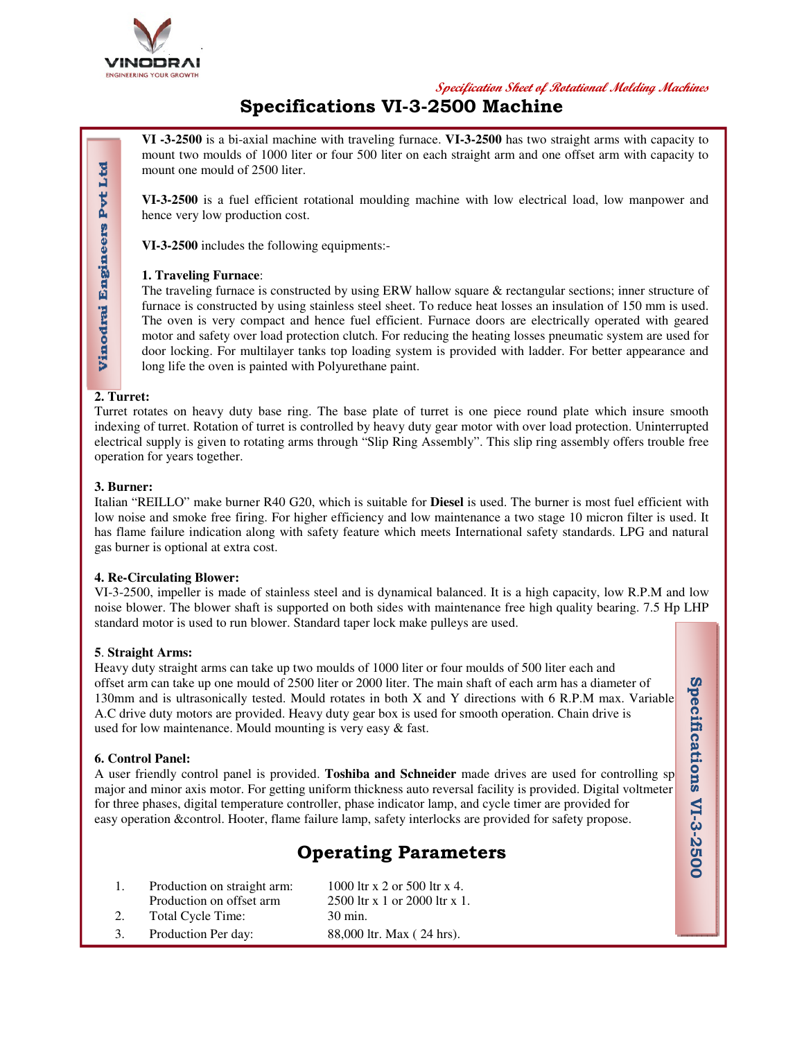VINODRAI
ENGINEERING YOUR GROWTH

*Specification Sheet of Rotational Molding Machines*

# Specifications VI-3-2500 Machine

**VI -3-2500** is a bi-axial machine with traveling furnace. **VI-3-2500** has two straight arms with capacity to mount two moulds of 1000 liter or four 500 liter on each straight arm and one offset arm with capacity to mount one mould of 2500 liter.

**VI-3-2500** is a fuel efficient rotational moulding machine with low electrical load, low manpower and hence very low production cost.

**VI-3-2500** includes the following equipments:-

**1. Traveling Furnace**:
The traveling furnace is constructed by using ERW hallow square & rectangular sections; inner structure of furnace is constructed by using stainless steel sheet. To reduce heat losses an insulation of 150 mm is used. The oven is very compact and hence fuel efficient. Furnace doors are electrically operated with geared motor and safety over load protection clutch. For reducing the heating losses pneumatic system are used for door locking. For multilayer tanks top loading system is provided with ladder. For better appearance and long life the oven is painted with Polyurethane paint.

**2. Turret:**
Turret rotates on heavy duty base ring. The base plate of turret is one piece round plate which insure smooth indexing of turret. Rotation of turret is controlled by heavy duty gear motor with over load protection. Uninterrupted electrical supply is given to rotating arms through "Slip Ring Assembly". This slip ring assembly offers trouble free operation for years together.

**3. Burner:**
Italian "REILLO" make burner R40 G20, which is suitable for **Diesel** is used. The burner is most fuel efficient with low noise and smoke free firing. For higher efficiency and low maintenance a two stage 10 micron filter is used. It has flame failure indication along with safety feature which meets International safety standards. LPG and natural gas burner is optional at extra cost.

**4. Re-Circulating Blower:**
VI-3-2500, impeller is made of stainless steel and is dynamical balanced. It is a high capacity, low R.P.M and low noise blower. The blower shaft is supported on both sides with maintenance free high quality bearing. 7.5 Hp LHP standard motor is used to run blower. Standard taper lock make pulleys are used.

**5**. **Straight Arms:**
Heavy duty straight arms can take up two moulds of 1000 liter or four moulds of 500 liter each and offset arm can take up one mould of 2500 liter or 2000 liter. The main shaft of each arm has a diameter of 130mm and is ultrasonically tested. Mould rotates in both X and Y directions with 6 R.P.M max. Variable A.C drive duty motors are provided. Heavy duty gear box is used for smooth operation. Chain drive is used for low maintenance. Mould mounting is very easy & fast.

**6. Control Panel:**
A user friendly control panel is provided. **Toshiba and Schneider** made drives are used for controlling sp major and minor axis motor. For getting uniform thickness auto reversal facility is provided. Digital voltmeter for three phases, digital temperature controller, phase indicator lamp, and cycle timer are provided for easy operation &control. Hooter, flame failure lamp, safety interlocks are provided for safety propose.

## Operating Parameters

1. Production on straight arm: 1000 ltr x 2 or 500 ltr x 4.
   Production on offset arm 2500 ltr x 1 or 2000 ltr x 1.
2. Total Cycle Time: 30 min.
3. Production Per day: 88,000 ltr. Max ( 24 hrs).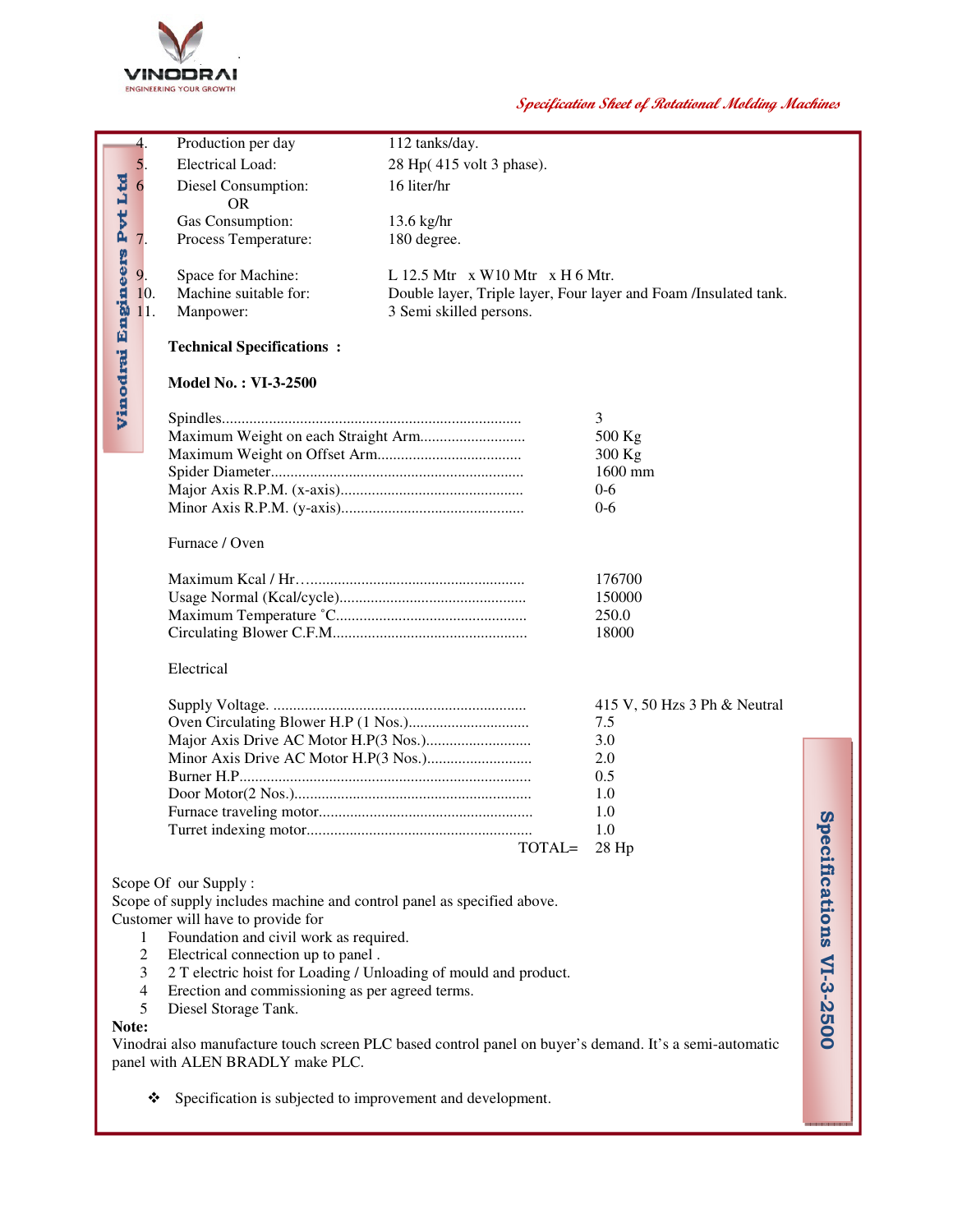| | | |
|---|---|---|
| 4. | Production per day | 112 tanks/day. |
| 5. | Electrical Load: | 28 Hp( 415 volt 3 phase). |
| 6 | Diesel Consumption: OR Gas Consumption: | 16 liter/hr<br>13.6 kg/hr |
| 7. | Process Temperature: | 180 degree. |
| 9. | Space for Machine: | L 12.5 Mtr x W10 Mtr x H 6 Mtr. |
| 10. | Machine suitable for: | Double layer, Triple layer, Four layer and Foam /Insulated tank. |
| 11. | Manpower: | 3 Semi skilled persons. |

**Technical Specifications :**

**Model No. : VI-3-2500**

| | |
|---|---|
| Spindles | 3 |
| Maximum Weight on each Straight Arm | 500 Kg |
| Maximum Weight on Offset Arm | 300 Kg |
| Spider Diameter | 1600 mm |
| Major Axis R.P.M. (x-axis) | 0-6 |
| Minor Axis R.P.M. (y-axis) | 0-6 |

Furnace / Oven

| | |
|---|---|
| Maximum Kcal / Hr | 176700 |
| Usage Normal (Kcal/cycle) | 150000 |
| Maximum Temperature ˚C | 250.0 |
| Circulating Blower C.F.M | 18000 |

Electrical

| | |
|---|---|
| Supply Voltage. | 415 V, 50 Hzs 3 Ph & Neutral |
| Oven Circulating Blower H.P (1 Nos.) | 7.5 |
| Major Axis Drive AC Motor H.P(3 Nos.) | 3.0 |
| Minor Axis Drive AC Motor H.P(3 Nos.) | 2.0 |
| Burner H.P | 0.5 |
| Door Motor(2 Nos.) | 1.0 |
| Furnace traveling motor | 1.0 |
| Turret indexing motor | 1.0 |
| TOTAL= | 28 Hp |

Scope Of our Supply :
Scope of supply includes machine and control panel as specified above.
Customer will have to provide for

1. Foundation and civil work as required.
2. Electrical connection up to panel .
3. 2 T electric hoist for Loading / Unloading of mould and product.
4. Erection and commissioning as per agreed terms.
5. Diesel Storage Tank.

**Note:**
Vinodrai also manufacture touch screen PLC based control panel on buyer's demand. It's a semi-automatic panel with ALEN BRADLY make PLC.

- ❖ Specification is subjected to improvement and development.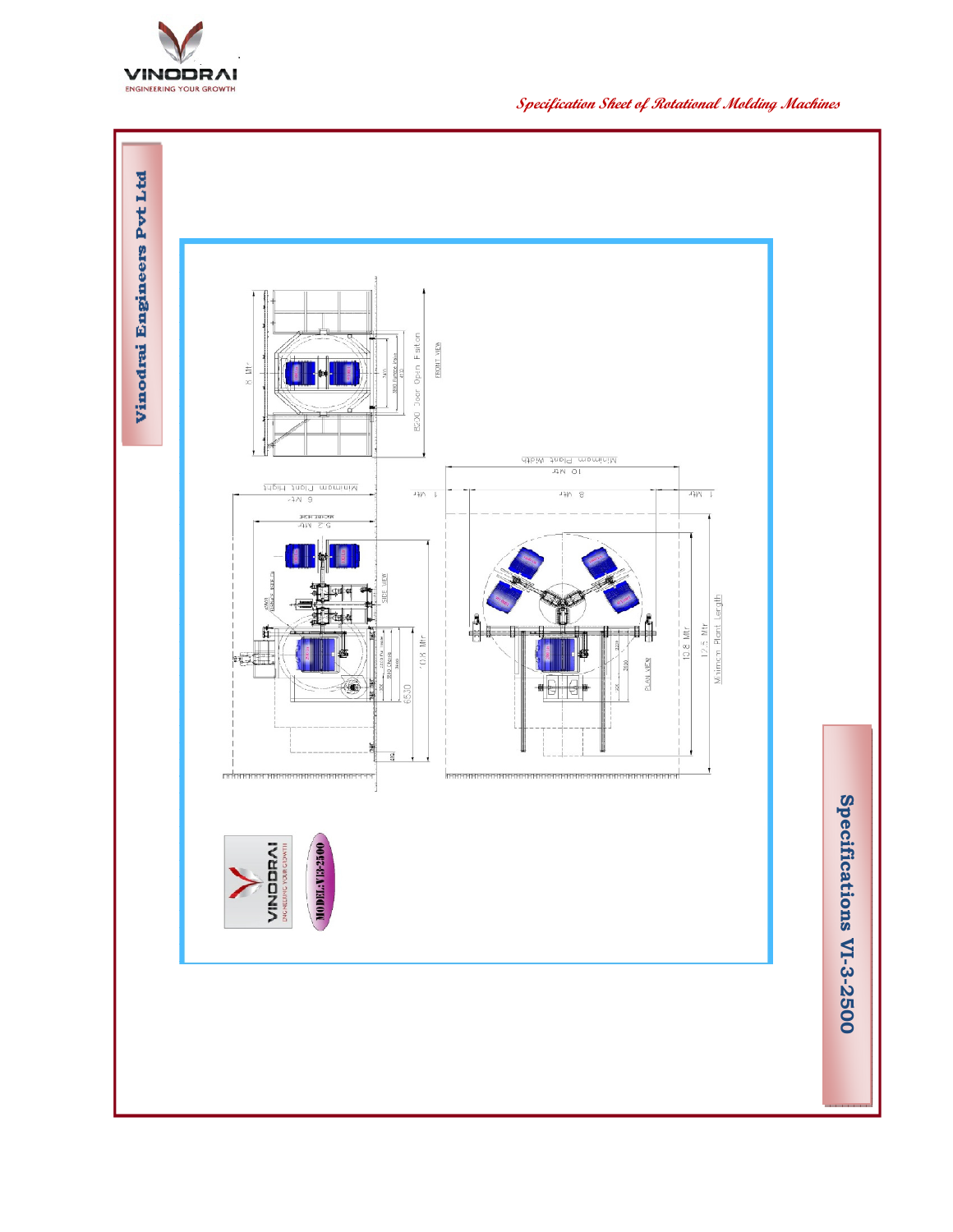Specifications VI-3-2500

8 Mtr

8200 Door Open Position

FRONT VIEW

Minimum Plant Hight

6 Mtr

5.5 Mtr

SIDE VIEW

10.8 Mtr

6530

Minimum Plant Width

10 Mtr

1 Mtr

8 Mtr

1 Mtr

10.8 Mtr

12.5 Mtr

Minimum Plant Length

PLAN VIEW

VINODRAI ENGINEERING YOUR GROWTH

MODEL:VI3-2500